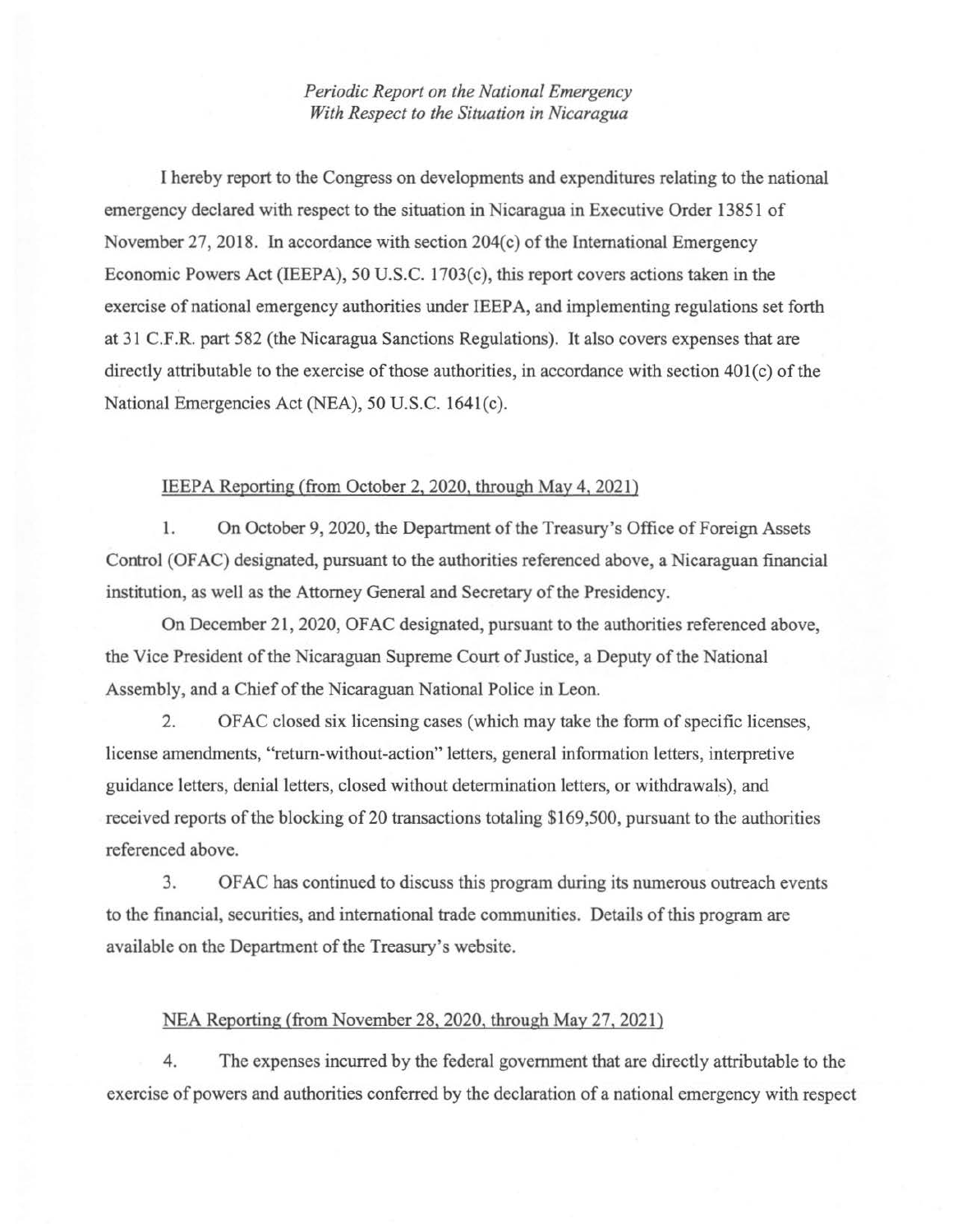*Periodic Report on the National Emergency*
*With Respect to the Situation in Nicaragua*

I hereby report to the Congress on developments and expenditures relating to the national emergency declared with respect to the situation in Nicaragua in Executive Order 13851 of November 27, 2018. In accordance with section 204(c) of the International Emergency Economic Powers Act (IEEPA), 50 U.S.C. 1703(c), this report covers actions taken in the exercise of national emergency authorities under IEEPA, and implementing regulations set forth at 31 C.F.R. part 582 (the Nicaragua Sanctions Regulations). It also covers expenses that are directly attributable to the exercise of those authorities, in accordance with section 401(c) of the National Emergencies Act (NEA), 50 U.S.C. 1641(c).

IEEPA Reporting (from October 2, 2020, through May 4, 2021)

1. On October 9, 2020, the Department of the Treasury's Office of Foreign Assets Control (OFAC) designated, pursuant to the authorities referenced above, a Nicaraguan financial institution, as well as the Attorney General and Secretary of the Presidency.

On December 21, 2020, OFAC designated, pursuant to the authorities referenced above, the Vice President of the Nicaraguan Supreme Court of Justice, a Deputy of the National Assembly, and a Chief of the Nicaraguan National Police in Leon.

2. OFAC closed six licensing cases (which may take the form of specific licenses, license amendments, "return-without-action" letters, general information letters, interpretive guidance letters, denial letters, closed without determination letters, or withdrawals), and received reports of the blocking of 20 transactions totaling $169,500, pursuant to the authorities referenced above.

3. OFAC has continued to discuss this program during its numerous outreach events to the financial, securities, and international trade communities. Details of this program are available on the Department of the Treasury's website.

NEA Reporting (from November 28, 2020, through May 27, 2021)

4. The expenses incurred by the federal government that are directly attributable to the exercise of powers and authorities conferred by the declaration of a national emergency with respect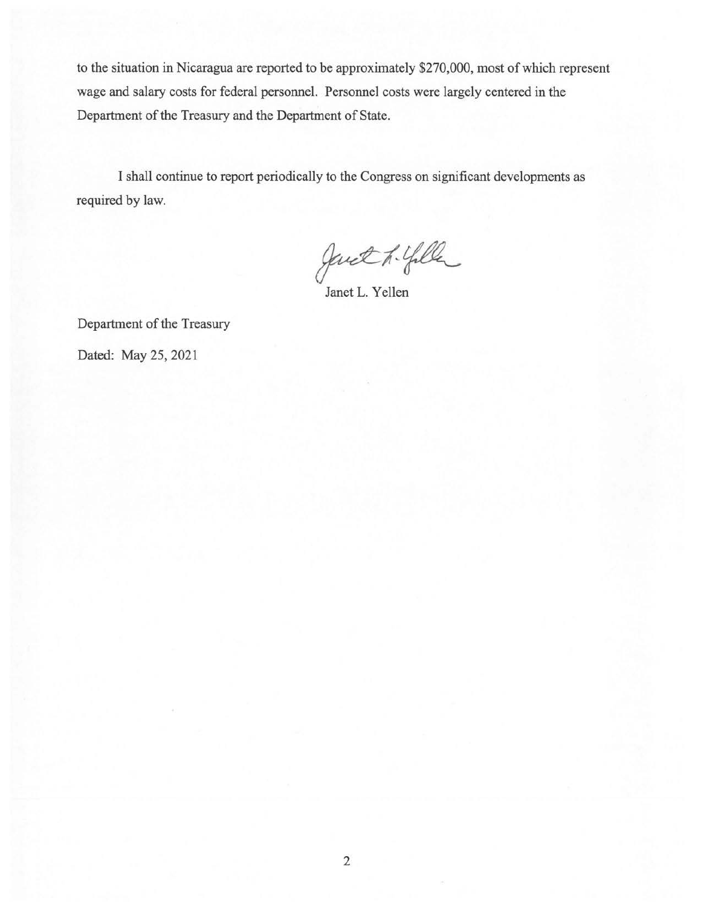to the situation in Nicaragua are reported to be approximately $270,000, most of which represent wage and salary costs for federal personnel. Personnel costs were largely centered in the Department of the Treasury and the Department of State.

I shall continue to report periodically to the Congress on significant developments as required by law.

Janet L. Yellen

Department of the Treasury

Dated: May 25, 2021